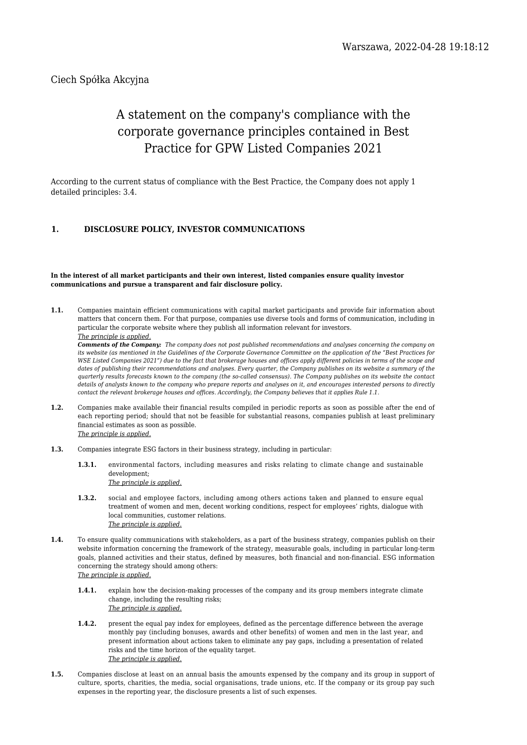Warszawa, 2022-04-28 19:18:12

Ciech Spółka Akcyjna

# A statement on the company's compliance with the corporate governance principles contained in Best Practice for GPW Listed Companies 2021

According to the current status of compliance with the Best Practice, the Company does not apply 1 detailed principles: 3.4.

## 1. DISCLOSURE POLICY, INVESTOR COMMUNICATIONS

**In the interest of all market participants and their own interest, listed companies ensure quality investor communications and pursue a transparent and fair disclosure policy.**

**1.1.** Companies maintain efficient communications with capital market participants and provide fair information about matters that concern them. For that purpose, companies use diverse tools and forms of communication, including in particular the corporate website where they publish all information relevant for investors.
_The principle is applied._
***Comments of the Company:*** *The company does not post published recommendations and analyses concerning the company on its website (as mentioned in the Guidelines of the Corporate Governance Committee on the application of the "Best Practices for WSE Listed Companies 2021") due to the fact that brokerage houses and offices apply different policies in terms of the scope and dates of publishing their recommendations and analyses. Every quarter, the Company publishes on its website a summary of the quarterly results forecasts known to the company (the so-called consensus). The Company publishes on its website the contact details of analysts known to the company who prepare reports and analyses on it, and encourages interested persons to directly contact the relevant brokerage houses and offices. Accordingly, the Company believes that it applies Rule 1.1.*

**1.2.** Companies make available their financial results compiled in periodic reports as soon as possible after the end of each reporting period; should that not be feasible for substantial reasons, companies publish at least preliminary financial estimates as soon as possible.
_The principle is applied._

**1.3.** Companies integrate ESG factors in their business strategy, including in particular:

- **1.3.1.** environmental factors, including measures and risks relating to climate change and sustainable development;
_The principle is applied._

- **1.3.2.** social and employee factors, including among others actions taken and planned to ensure equal treatment of women and men, decent working conditions, respect for employees' rights, dialogue with local communities, customer relations.
_The principle is applied._

**1.4.** To ensure quality communications with stakeholders, as a part of the business strategy, companies publish on their website information concerning the framework of the strategy, measurable goals, including in particular long-term goals, planned activities and their status, defined by measures, both financial and non-financial. ESG information concerning the strategy should among others:
_The principle is applied._

- **1.4.1.** explain how the decision-making processes of the company and its group members integrate climate change, including the resulting risks;
_The principle is applied._

- **1.4.2.** present the equal pay index for employees, defined as the percentage difference between the average monthly pay (including bonuses, awards and other benefits) of women and men in the last year, and present information about actions taken to eliminate any pay gaps, including a presentation of related risks and the time horizon of the equality target.
_The principle is applied._

**1.5.** Companies disclose at least on an annual basis the amounts expensed by the company and its group in support of culture, sports, charities, the media, social organisations, trade unions, etc. If the company or its group pay such expenses in the reporting year, the disclosure presents a list of such expenses.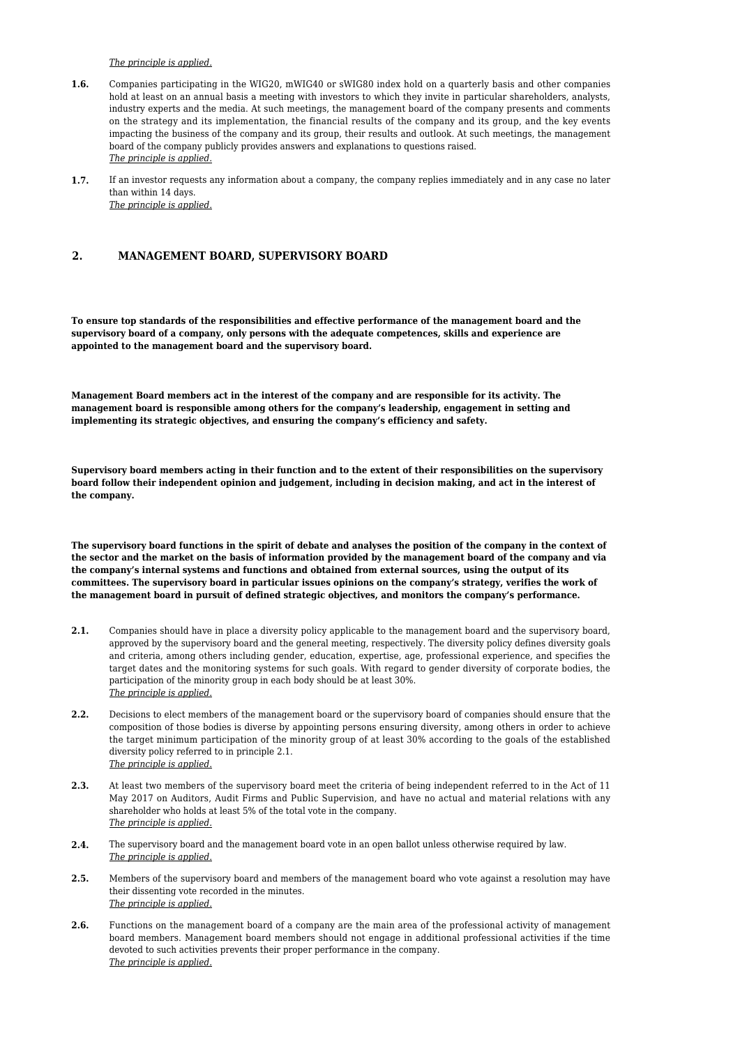*The principle is applied.*

**1.6.** Companies participating in the WIG20, mWIG40 or sWIG80 index hold on a quarterly basis and other companies hold at least on an annual basis a meeting with investors to which they invite in particular shareholders, analysts, industry experts and the media. At such meetings, the management board of the company presents and comments on the strategy and its implementation, the financial results of the company and its group, and the key events impacting the business of the company and its group, their results and outlook. At such meetings, the management board of the company publicly provides answers and explanations to questions raised.
*The principle is applied.*

**1.7.** If an investor requests any information about a company, the company replies immediately and in any case no later than within 14 days.
*The principle is applied.*

## 2. MANAGEMENT BOARD, SUPERVISORY BOARD

**To ensure top standards of the responsibilities and effective performance of the management board and the supervisory board of a company, only persons with the adequate competences, skills and experience are appointed to the management board and the supervisory board.**

**Management Board members act in the interest of the company and are responsible for its activity. The management board is responsible among others for the company's leadership, engagement in setting and implementing its strategic objectives, and ensuring the company's efficiency and safety.**

**Supervisory board members acting in their function and to the extent of their responsibilities on the supervisory board follow their independent opinion and judgement, including in decision making, and act in the interest of the company.**

**The supervisory board functions in the spirit of debate and analyses the position of the company in the context of the sector and the market on the basis of information provided by the management board of the company and via the company's internal systems and functions and obtained from external sources, using the output of its committees. The supervisory board in particular issues opinions on the company's strategy, verifies the work of the management board in pursuit of defined strategic objectives, and monitors the company's performance.**

**2.1.** Companies should have in place a diversity policy applicable to the management board and the supervisory board, approved by the supervisory board and the general meeting, respectively. The diversity policy defines diversity goals and criteria, among others including gender, education, expertise, age, professional experience, and specifies the target dates and the monitoring systems for such goals. With regard to gender diversity of corporate bodies, the participation of the minority group in each body should be at least 30%.
*The principle is applied.*

**2.2.** Decisions to elect members of the management board or the supervisory board of companies should ensure that the composition of those bodies is diverse by appointing persons ensuring diversity, among others in order to achieve the target minimum participation of the minority group of at least 30% according to the goals of the established diversity policy referred to in principle 2.1.
*The principle is applied.*

**2.3.** At least two members of the supervisory board meet the criteria of being independent referred to in the Act of 11 May 2017 on Auditors, Audit Firms and Public Supervision, and have no actual and material relations with any shareholder who holds at least 5% of the total vote in the company.
*The principle is applied.*

**2.4.** The supervisory board and the management board vote in an open ballot unless otherwise required by law.
*The principle is applied.*

**2.5.** Members of the supervisory board and members of the management board who vote against a resolution may have their dissenting vote recorded in the minutes.
*The principle is applied.*

**2.6.** Functions on the management board of a company are the main area of the professional activity of management board members. Management board members should not engage in additional professional activities if the time devoted to such activities prevents their proper performance in the company.
*The principle is applied.*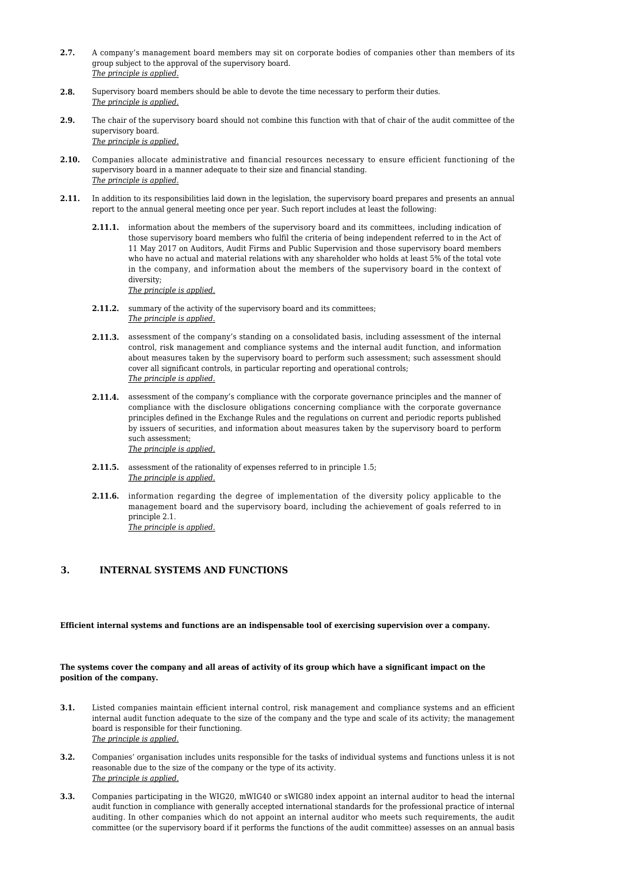**2.7.** A company's management board members may sit on corporate bodies of companies other than members of its group subject to the approval of the supervisory board.
*The principle is applied.*

**2.8.** Supervisory board members should be able to devote the time necessary to perform their duties.
*The principle is applied.*

**2.9.** The chair of the supervisory board should not combine this function with that of chair of the audit committee of the supervisory board.
*The principle is applied.*

**2.10.** Companies allocate administrative and financial resources necessary to ensure efficient functioning of the supervisory board in a manner adequate to their size and financial standing.
*The principle is applied.*

**2.11.** In addition to its responsibilities laid down in the legislation, the supervisory board prepares and presents an annual report to the annual general meeting once per year. Such report includes at least the following:

**2.11.1.** information about the members of the supervisory board and its committees, including indication of those supervisory board members who fulfil the criteria of being independent referred to in the Act of 11 May 2017 on Auditors, Audit Firms and Public Supervision and those supervisory board members who have no actual and material relations with any shareholder who holds at least 5% of the total vote in the company, and information about the members of the supervisory board in the context of diversity;
*The principle is applied.*

**2.11.2.** summary of the activity of the supervisory board and its committees;
*The principle is applied.*

**2.11.3.** assessment of the company's standing on a consolidated basis, including assessment of the internal control, risk management and compliance systems and the internal audit function, and information about measures taken by the supervisory board to perform such assessment; such assessment should cover all significant controls, in particular reporting and operational controls;
*The principle is applied.*

**2.11.4.** assessment of the company's compliance with the corporate governance principles and the manner of compliance with the disclosure obligations concerning compliance with the corporate governance principles defined in the Exchange Rules and the regulations on current and periodic reports published by issuers of securities, and information about measures taken by the supervisory board to perform such assessment;
*The principle is applied.*

**2.11.5.** assessment of the rationality of expenses referred to in principle 1.5;
*The principle is applied.*

**2.11.6.** information regarding the degree of implementation of the diversity policy applicable to the management board and the supervisory board, including the achievement of goals referred to in principle 2.1.
*The principle is applied.*

## 3. INTERNAL SYSTEMS AND FUNCTIONS

**Efficient internal systems and functions are an indispensable tool of exercising supervision over a company.**

**The systems cover the company and all areas of activity of its group which have a significant impact on the position of the company.**

**3.1.** Listed companies maintain efficient internal control, risk management and compliance systems and an efficient internal audit function adequate to the size of the company and the type and scale of its activity; the management board is responsible for their functioning.
*The principle is applied.*

**3.2.** Companies' organisation includes units responsible for the tasks of individual systems and functions unless it is not reasonable due to the size of the company or the type of its activity.
*The principle is applied.*

**3.3.** Companies participating in the WIG20, mWIG40 or sWIG80 index appoint an internal auditor to head the internal audit function in compliance with generally accepted international standards for the professional practice of internal auditing. In other companies which do not appoint an internal auditor who meets such requirements, the audit committee (or the supervisory board if it performs the functions of the audit committee) assesses on an annual basis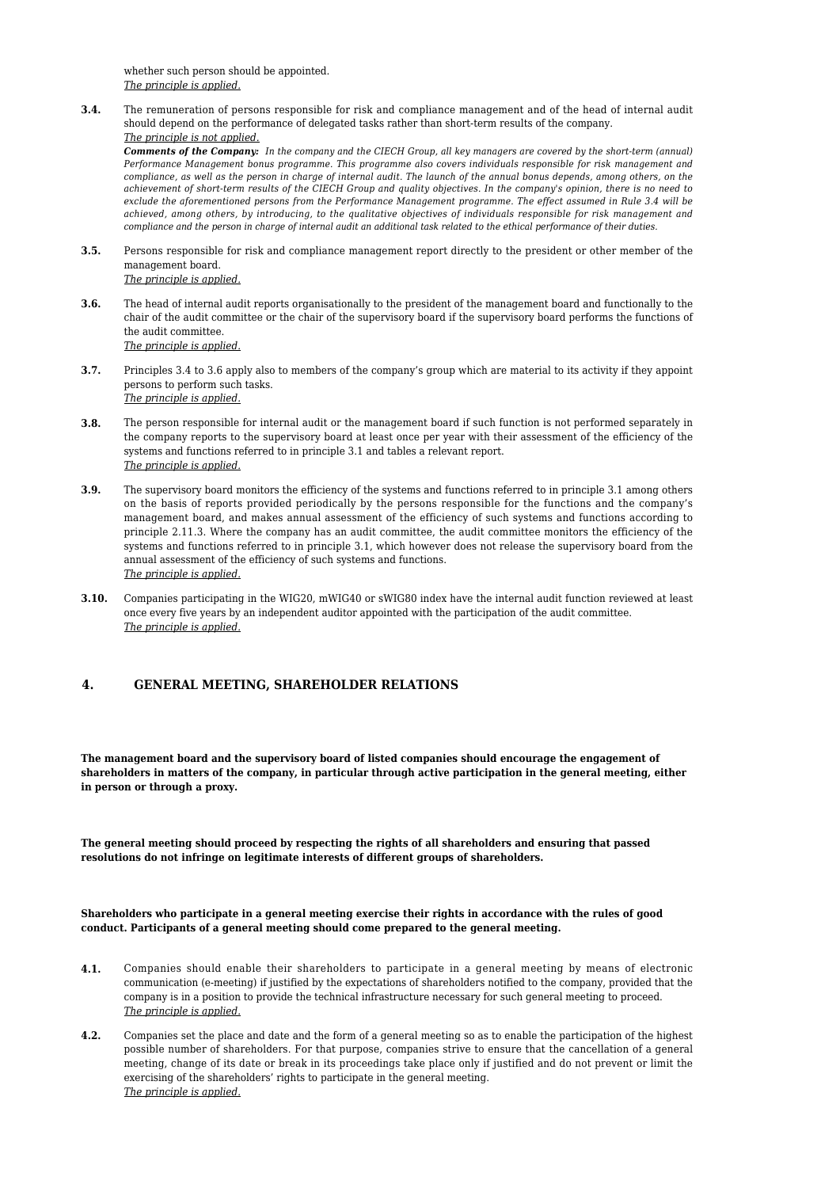whether such person should be appointed.
_The principle is applied._

**3.4.** The remuneration of persons responsible for risk and compliance management and of the head of internal audit should depend on the performance of delegated tasks rather than short-term results of the company.
_The principle is not applied._
***Comments of the Company:*** *In the company and the CIECH Group, all key managers are covered by the short-term (annual) Performance Management bonus programme. This programme also covers individuals responsible for risk management and compliance, as well as the person in charge of internal audit. The launch of the annual bonus depends, among others, on the achievement of short-term results of the CIECH Group and quality objectives. In the company's opinion, there is no need to exclude the aforementioned persons from the Performance Management programme. The effect assumed in Rule 3.4 will be achieved, among others, by introducing, to the qualitative objectives of individuals responsible for risk management and compliance and the person in charge of internal audit an additional task related to the ethical performance of their duties.*

**3.5.** Persons responsible for risk and compliance management report directly to the president or other member of the management board.
_The principle is applied._

**3.6.** The head of internal audit reports organisationally to the president of the management board and functionally to the chair of the audit committee or the chair of the supervisory board if the supervisory board performs the functions of the audit committee.
_The principle is applied._

**3.7.** Principles 3.4 to 3.6 apply also to members of the company's group which are material to its activity if they appoint persons to perform such tasks.
_The principle is applied._

**3.8.** The person responsible for internal audit or the management board if such function is not performed separately in the company reports to the supervisory board at least once per year with their assessment of the efficiency of the systems and functions referred to in principle 3.1 and tables a relevant report.
_The principle is applied._

**3.9.** The supervisory board monitors the efficiency of the systems and functions referred to in principle 3.1 among others on the basis of reports provided periodically by the persons responsible for the functions and the company's management board, and makes annual assessment of the efficiency of such systems and functions according to principle 2.11.3. Where the company has an audit committee, the audit committee monitors the efficiency of the systems and functions referred to in principle 3.1, which however does not release the supervisory board from the annual assessment of the efficiency of such systems and functions.
_The principle is applied._

**3.10.** Companies participating in the WIG20, mWIG40 or sWIG80 index have the internal audit function reviewed at least once every five years by an independent auditor appointed with the participation of the audit committee.
_The principle is applied._

## 4. GENERAL MEETING, SHAREHOLDER RELATIONS

**The management board and the supervisory board of listed companies should encourage the engagement of shareholders in matters of the company, in particular through active participation in the general meeting, either in person or through a proxy.**

**The general meeting should proceed by respecting the rights of all shareholders and ensuring that passed resolutions do not infringe on legitimate interests of different groups of shareholders.**

**Shareholders who participate in a general meeting exercise their rights in accordance with the rules of good conduct. Participants of a general meeting should come prepared to the general meeting.**

**4.1.** Companies should enable their shareholders to participate in a general meeting by means of electronic communication (e-meeting) if justified by the expectations of shareholders notified to the company, provided that the company is in a position to provide the technical infrastructure necessary for such general meeting to proceed.
_The principle is applied._

**4.2.** Companies set the place and date and the form of a general meeting so as to enable the participation of the highest possible number of shareholders. For that purpose, companies strive to ensure that the cancellation of a general meeting, change of its date or break in its proceedings take place only if justified and do not prevent or limit the exercising of the shareholders' rights to participate in the general meeting.
_The principle is applied._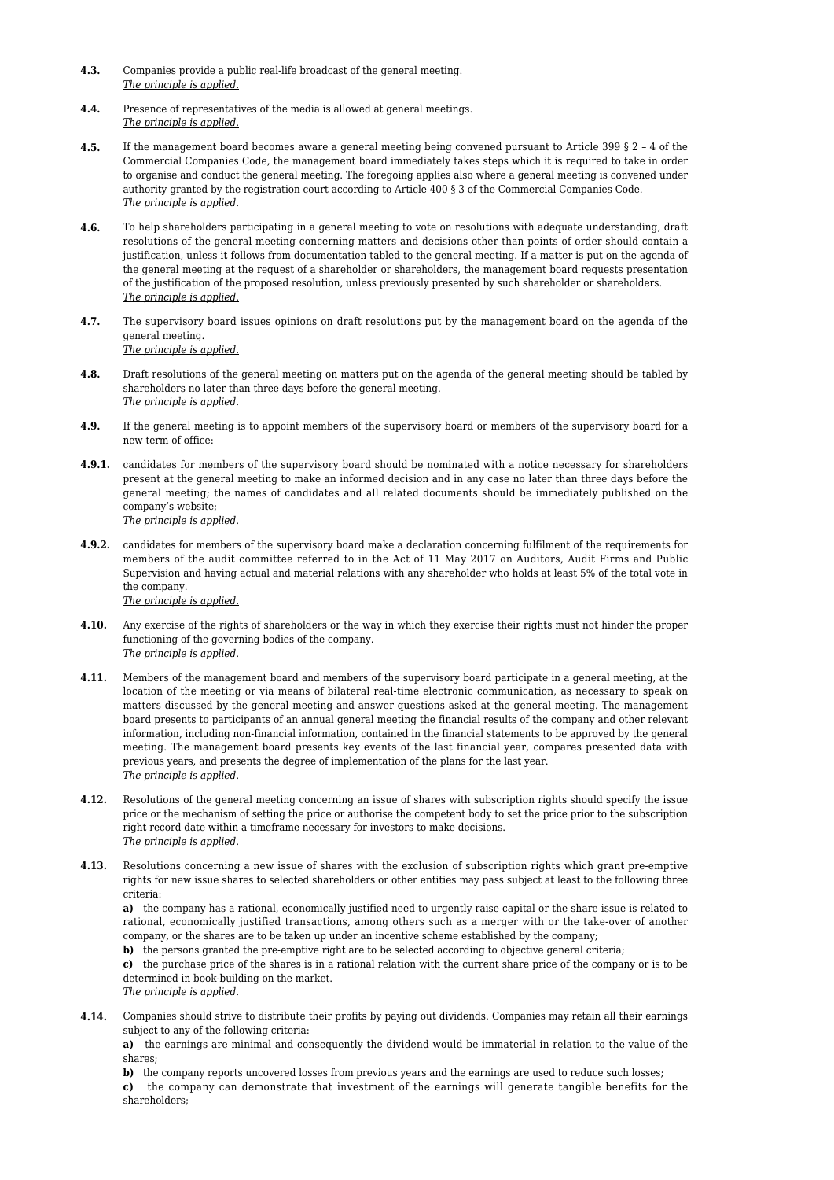**4.3.** Companies provide a public real-life broadcast of the general meeting.
*The principle is applied.*

**4.4.** Presence of representatives of the media is allowed at general meetings.
*The principle is applied.*

**4.5.** If the management board becomes aware a general meeting being convened pursuant to Article 399 § 2 – 4 of the Commercial Companies Code, the management board immediately takes steps which it is required to take in order to organise and conduct the general meeting. The foregoing applies also where a general meeting is convened under authority granted by the registration court according to Article 400 § 3 of the Commercial Companies Code.
*The principle is applied.*

**4.6.** To help shareholders participating in a general meeting to vote on resolutions with adequate understanding, draft resolutions of the general meeting concerning matters and decisions other than points of order should contain a justification, unless it follows from documentation tabled to the general meeting. If a matter is put on the agenda of the general meeting at the request of a shareholder or shareholders, the management board requests presentation of the justification of the proposed resolution, unless previously presented by such shareholder or shareholders.
*The principle is applied.*

**4.7.** The supervisory board issues opinions on draft resolutions put by the management board on the agenda of the general meeting.
*The principle is applied.*

**4.8.** Draft resolutions of the general meeting on matters put on the agenda of the general meeting should be tabled by shareholders no later than three days before the general meeting.
*The principle is applied.*

**4.9.** If the general meeting is to appoint members of the supervisory board or members of the supervisory board for a new term of office:

**4.9.1.** candidates for members of the supervisory board should be nominated with a notice necessary for shareholders present at the general meeting to make an informed decision and in any case no later than three days before the general meeting; the names of candidates and all related documents should be immediately published on the company's website;
*The principle is applied.*

**4.9.2.** candidates for members of the supervisory board make a declaration concerning fulfilment of the requirements for members of the audit committee referred to in the Act of 11 May 2017 on Auditors, Audit Firms and Public Supervision and having actual and material relations with any shareholder who holds at least 5% of the total vote in the company.
*The principle is applied.*

**4.10.** Any exercise of the rights of shareholders or the way in which they exercise their rights must not hinder the proper functioning of the governing bodies of the company.
*The principle is applied.*

**4.11.** Members of the management board and members of the supervisory board participate in a general meeting, at the location of the meeting or via means of bilateral real-time electronic communication, as necessary to speak on matters discussed by the general meeting and answer questions asked at the general meeting. The management board presents to participants of an annual general meeting the financial results of the company and other relevant information, including non-financial information, contained in the financial statements to be approved by the general meeting. The management board presents key events of the last financial year, compares presented data with previous years, and presents the degree of implementation of the plans for the last year.
*The principle is applied.*

**4.12.** Resolutions of the general meeting concerning an issue of shares with subscription rights should specify the issue price or the mechanism of setting the price or authorise the competent body to set the price prior to the subscription right record date within a timeframe necessary for investors to make decisions.
*The principle is applied.*

**4.13.** Resolutions concerning a new issue of shares with the exclusion of subscription rights which grant pre-emptive rights for new issue shares to selected shareholders or other entities may pass subject at least to the following three criteria:

**a)** the company has a rational, economically justified need to urgently raise capital or the share issue is related to rational, economically justified transactions, among others such as a merger with or the take-over of another company, or the shares are to be taken up under an incentive scheme established by the company;

**b)** the persons granted the pre-emptive right are to be selected according to objective general criteria;

**c)** the purchase price of the shares is in a rational relation with the current share price of the company or is to be determined in book-building on the market.

*The principle is applied.*

**4.14.** Companies should strive to distribute their profits by paying out dividends. Companies may retain all their earnings subject to any of the following criteria:

**a)** the earnings are minimal and consequently the dividend would be immaterial in relation to the value of the shares;

**b)** the company reports uncovered losses from previous years and the earnings are used to reduce such losses;

**c)** the company can demonstrate that investment of the earnings will generate tangible benefits for the shareholders;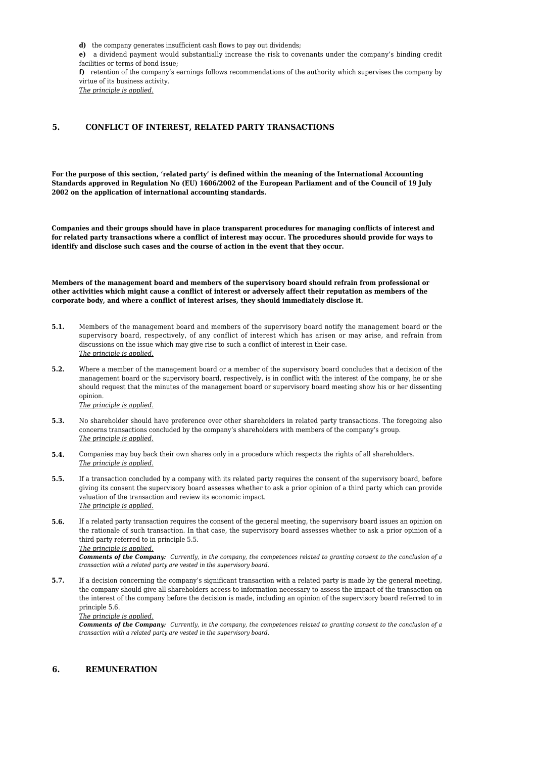**d)** the company generates insufficient cash flows to pay out dividends;

**e)** a dividend payment would substantially increase the risk to covenants under the company's binding credit facilities or terms of bond issue;

**f)** retention of the company's earnings follows recommendations of the authority which supervises the company by virtue of its business activity.

*The principle is applied.*

## 5. CONFLICT OF INTEREST, RELATED PARTY TRANSACTIONS

**For the purpose of this section, 'related party' is defined within the meaning of the International Accounting Standards approved in Regulation No (EU) 1606/2002 of the European Parliament and of the Council of 19 July 2002 on the application of international accounting standards.**

**Companies and their groups should have in place transparent procedures for managing conflicts of interest and for related party transactions where a conflict of interest may occur. The procedures should provide for ways to identify and disclose such cases and the course of action in the event that they occur.**

**Members of the management board and members of the supervisory board should refrain from professional or other activities which might cause a conflict of interest or adversely affect their reputation as members of the corporate body, and where a conflict of interest arises, they should immediately disclose it.**

**5.1.** Members of the management board and members of the supervisory board notify the management board or the supervisory board, respectively, of any conflict of interest which has arisen or may arise, and refrain from discussions on the issue which may give rise to such a conflict of interest in their case.
*The principle is applied.*

**5.2.** Where a member of the management board or a member of the supervisory board concludes that a decision of the management board or the supervisory board, respectively, is in conflict with the interest of the company, he or she should request that the minutes of the management board or supervisory board meeting show his or her dissenting opinion.
*The principle is applied.*

**5.3.** No shareholder should have preference over other shareholders in related party transactions. The foregoing also concerns transactions concluded by the company's shareholders with members of the company's group.
*The principle is applied.*

**5.4.** Companies may buy back their own shares only in a procedure which respects the rights of all shareholders.
*The principle is applied.*

**5.5.** If a transaction concluded by a company with its related party requires the consent of the supervisory board, before giving its consent the supervisory board assesses whether to ask a prior opinion of a third party which can provide valuation of the transaction and review its economic impact.
*The principle is applied.*

**5.6.** If a related party transaction requires the consent of the general meeting, the supervisory board issues an opinion on the rationale of such transaction. In that case, the supervisory board assesses whether to ask a prior opinion of a third party referred to in principle 5.5.
*The principle is applied.*
***Comments of the Company:*** *Currently, in the company, the competences related to granting consent to the conclusion of a transaction with a related party are vested in the supervisory board.*

**5.7.** If a decision concerning the company's significant transaction with a related party is made by the general meeting, the company should give all shareholders access to information necessary to assess the impact of the transaction on the interest of the company before the decision is made, including an opinion of the supervisory board referred to in principle 5.6.
*The principle is applied.*
***Comments of the Company:*** *Currently, in the company, the competences related to granting consent to the conclusion of a transaction with a related party are vested in the supervisory board.*

## 6. REMUNERATION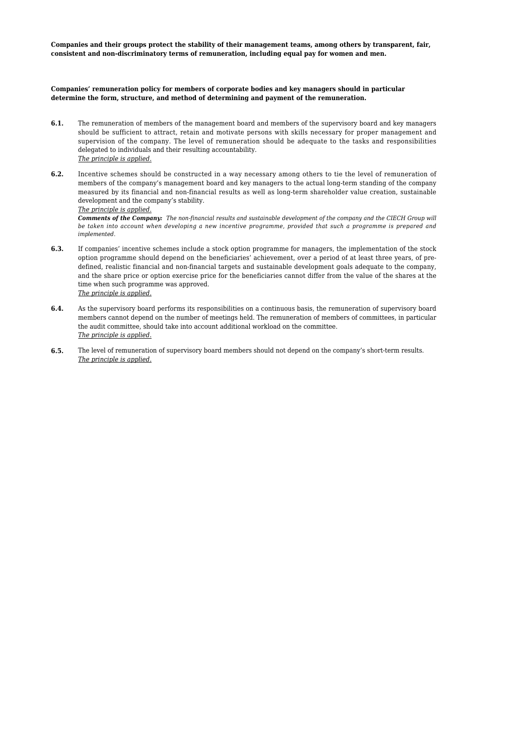**Companies and their groups protect the stability of their management teams, among others by transparent, fair, consistent and non-discriminatory terms of remuneration, including equal pay for women and men.**

**Companies' remuneration policy for members of corporate bodies and key managers should in particular determine the form, structure, and method of determining and payment of the remuneration.**

**6.1.** The remuneration of members of the management board and members of the supervisory board and key managers should be sufficient to attract, retain and motivate persons with skills necessary for proper management and supervision of the company. The level of remuneration should be adequate to the tasks and responsibilities delegated to individuals and their resulting accountability.
*The principle is applied.*

**6.2.** Incentive schemes should be constructed in a way necessary among others to tie the level of remuneration of members of the company's management board and key managers to the actual long-term standing of the company measured by its financial and non-financial results as well as long-term shareholder value creation, sustainable development and the company's stability.
*The principle is applied.*
***Comments of the Company:*** *The non-financial results and sustainable development of the company and the CIECH Group will be taken into account when developing a new incentive programme, provided that such a programme is prepared and implemented.*

**6.3.** If companies' incentive schemes include a stock option programme for managers, the implementation of the stock option programme should depend on the beneficiaries' achievement, over a period of at least three years, of pre-defined, realistic financial and non-financial targets and sustainable development goals adequate to the company, and the share price or option exercise price for the beneficiaries cannot differ from the value of the shares at the time when such programme was approved.
*The principle is applied.*

**6.4.** As the supervisory board performs its responsibilities on a continuous basis, the remuneration of supervisory board members cannot depend on the number of meetings held. The remuneration of members of committees, in particular the audit committee, should take into account additional workload on the committee.
*The principle is applied.*

**6.5.** The level of remuneration of supervisory board members should not depend on the company's short-term results.
*The principle is applied.*